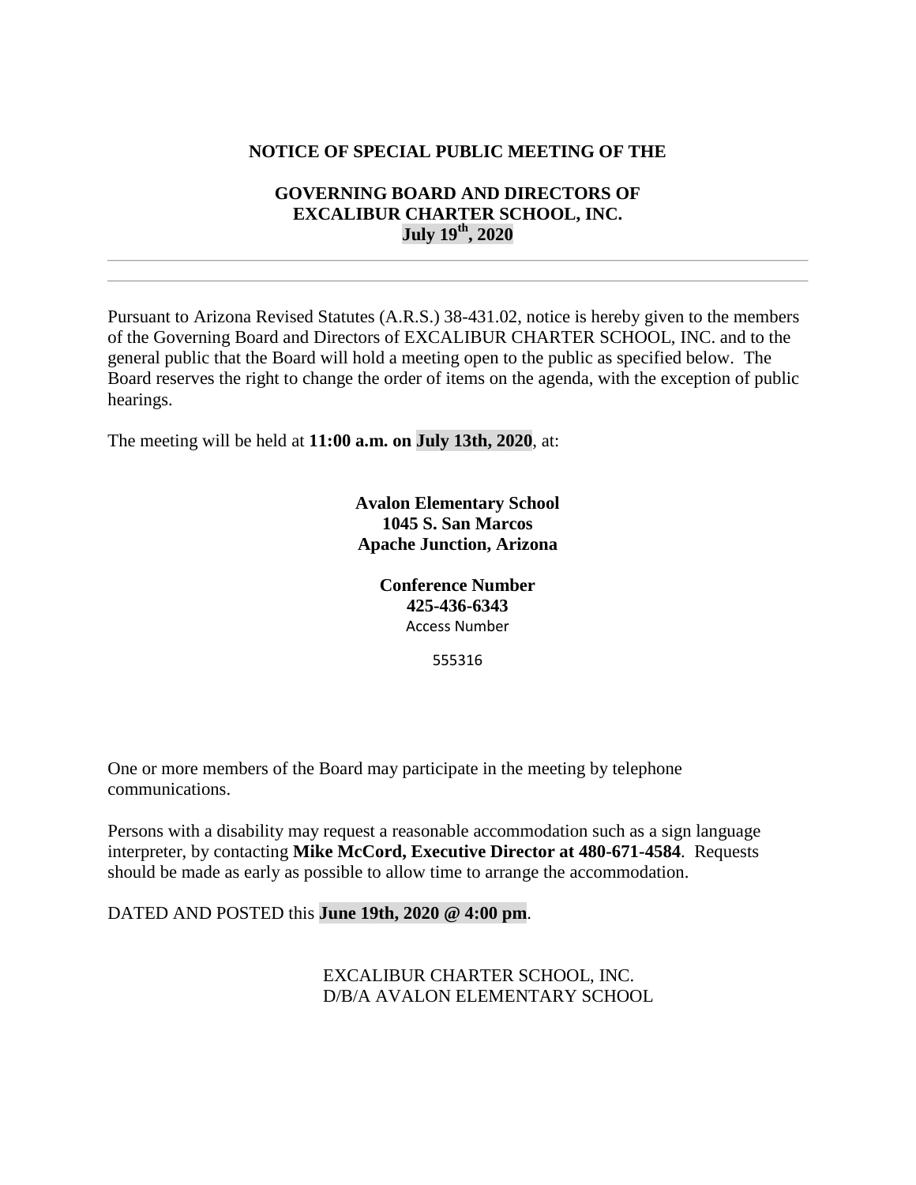**NOTICE OF SPECIAL PUBLIC MEETING OF THE**

**GOVERNING BOARD AND DIRECTORS OF**
**EXCALIBUR CHARTER SCHOOL, INC.**
**July 19th, 2020**

---

Pursuant to Arizona Revised Statutes (A.R.S.) 38-431.02, notice is hereby given to the members of the Governing Board and Directors of EXCALIBUR CHARTER SCHOOL, INC. and to the general public that the Board will hold a meeting open to the public as specified below. The Board reserves the right to change the order of items on the agenda, with the exception of public hearings.

The meeting will be held at **11:00 a.m. on July 13th, 2020**, at:

**Avalon Elementary School**
**1045 S. San Marcos**
**Apache Junction, Arizona**

**Conference Number**
**425-436-6343**
Access Number

555316

One or more members of the Board may participate in the meeting by telephone communications.

Persons with a disability may request a reasonable accommodation such as a sign language interpreter, by contacting **Mike McCord, Executive Director at 480-671-4584**. Requests should be made as early as possible to allow time to arrange the accommodation.

DATED AND POSTED this **June 19th, 2020 @ 4:00 pm**.

EXCALIBUR CHARTER SCHOOL, INC.
D/B/A AVALON ELEMENTARY SCHOOL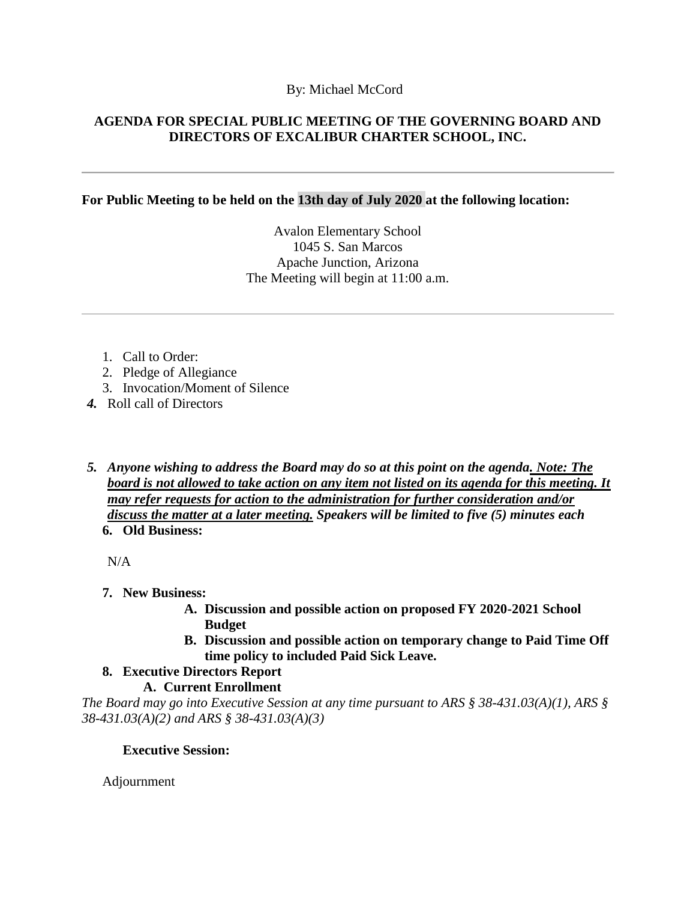By: Michael McCord

**AGENDA FOR SPECIAL PUBLIC MEETING OF THE GOVERNING BOARD AND DIRECTORS OF EXCALIBUR CHARTER SCHOOL, INC.**

---

**For Public Meeting to be held on the 13th day of July 2020 at the following location:**

Avalon Elementary School
1045 S. San Marcos
Apache Junction, Arizona
The Meeting will begin at 11:00 a.m.

---

1. Call to Order:
2. Pledge of Allegiance
3. Invocation/Moment of Silence
4. Roll call of Directors

5. ***Anyone wishing to address the Board may do so at this point on the agenda. <u>Note: The board is not allowed to take action on any item not listed on its agenda for this meeting. It may refer requests for action to the administration for further consideration and/or discuss the matter at a later meeting.</u> Speakers will be limited to five (5) minutes each***
6. **Old Business:**

   N/A

7. **New Business:**
   - **A. Discussion and possible action on proposed FY 2020-2021 School Budget**
   - **B. Discussion and possible action on temporary change to Paid Time Off time policy to included Paid Sick Leave.**
8. **Executive Directors Report**
   - **A. Current Enrollment**

*The Board may go into Executive Session at any time pursuant to ARS § 38-431.03(A)(1), ARS § 38-431.03(A)(2) and ARS § 38-431.03(A)(3)*

**Executive Session:**

Adjournment